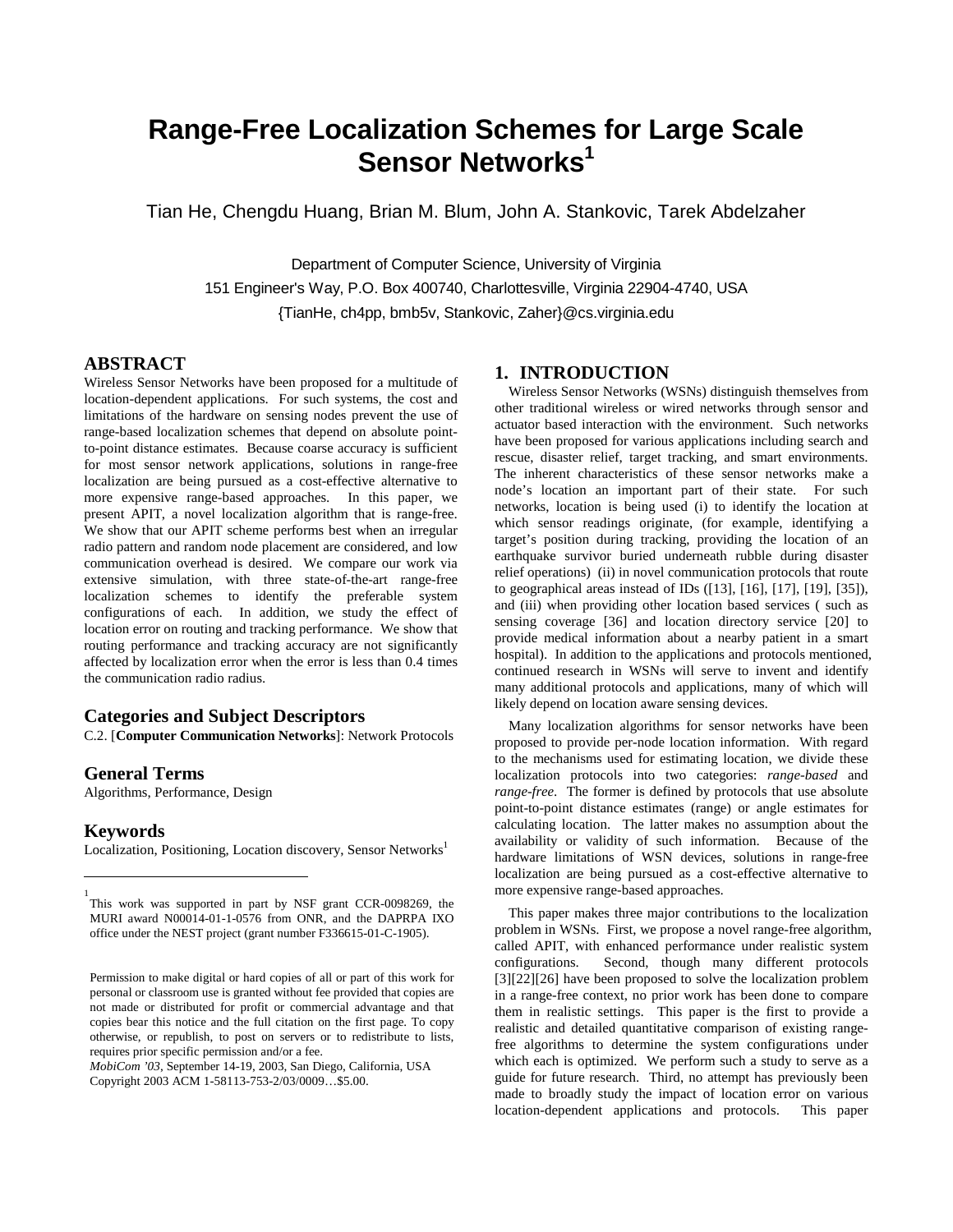# Range-Free Localization Schemes for Large Scale Sensor Networks[1]

Tian He, Chengdu Huang, Brian M. Blum, John A. Stankovic, Tarek Abdelzaher

Department of Computer Science, University of Virginia
151 Engineer's Way, P.O. Box 400740, Charlottesville, Virginia 22904-4740, USA
{TianHe, ch4pp, bmb5v, Stankovic, Zaher}@cs.virginia.edu

## ABSTRACT

Wireless Sensor Networks have been proposed for a multitude of location-dependent applications. For such systems, the cost and limitations of the hardware on sensing nodes prevent the use of range-based localization schemes that depend on absolute point-to-point distance estimates. Because coarse accuracy is sufficient for most sensor network applications, solutions in range-free localization are being pursued as a cost-effective alternative to more expensive range-based approaches. In this paper, we present APIT, a novel localization algorithm that is range-free. We show that our APIT scheme performs best when an irregular radio pattern and random node placement are considered, and low communication overhead is desired. We compare our work via extensive simulation, with three state-of-the-art range-free localization schemes to identify the preferable system configurations of each. In addition, we study the effect of location error on routing and tracking performance. We show that routing performance and tracking accuracy are not significantly affected by localization error when the error is less than 0.4 times the communication radio radius.

### Categories and Subject Descriptors

C.2. [**Computer Communication Networks**]: Network Protocols

### General Terms

Algorithms, Performance, Design

### Keywords

Localization, Positioning, Location discovery, Sensor Networks[1]

[1] This work was supported in part by NSF grant CCR-0098269, the MURI award N00014-01-1-0576 from ONR, and the DAPRPA IXO office under the NEST project (grant number F336615-01-C-1905).

Permission to make digital or hard copies of all or part of this work for personal or classroom use is granted without fee provided that copies are not made or distributed for profit or commercial advantage and that copies bear this notice and the full citation on the first page. To copy otherwise, or republish, to post on servers or to redistribute to lists, requires prior specific permission and/or a fee.
*MobiCom '03*, September 14-19, 2003, San Diego, California, USA
Copyright 2003 ACM 1-58113-753-2/03/0009…$5.00.

## 1. INTRODUCTION

Wireless Sensor Networks (WSNs) distinguish themselves from other traditional wireless or wired networks through sensor and actuator based interaction with the environment. Such networks have been proposed for various applications including search and rescue, disaster relief, target tracking, and smart environments. The inherent characteristics of these sensor networks make a node's location an important part of their state. For such networks, location is being used (i) to identify the location at which sensor readings originate, (for example, identifying a target's position during tracking, providing the location of an earthquake survivor buried underneath rubble during disaster relief operations) (ii) in novel communication protocols that route to geographical areas instead of IDs ([13], [16], [17], [19], [35]), and (iii) when providing other location based services ( such as sensing coverage [36] and location directory service [20] to provide medical information about a nearby patient in a smart hospital). In addition to the applications and protocols mentioned, continued research in WSNs will serve to invent and identify many additional protocols and applications, many of which will likely depend on location aware sensing devices.

Many localization algorithms for sensor networks have been proposed to provide per-node location information. With regard to the mechanisms used for estimating location, we divide these localization protocols into two categories: *range-based* and *range-free*. The former is defined by protocols that use absolute point-to-point distance estimates (range) or angle estimates for calculating location. The latter makes no assumption about the availability or validity of such information. Because of the hardware limitations of WSN devices, solutions in range-free localization are being pursued as a cost-effective alternative to more expensive range-based approaches.

This paper makes three major contributions to the localization problem in WSNs. First, we propose a novel range-free algorithm, called APIT, with enhanced performance under realistic system configurations. Second, though many different protocols [3][22][26] have been proposed to solve the localization problem in a range-free context, no prior work has been done to compare them in realistic settings. This paper is the first to provide a realistic and detailed quantitative comparison of existing range-free algorithms to determine the system configurations under which each is optimized. We perform such a study to serve as a guide for future research. Third, no attempt has previously been made to broadly study the impact of location error on various location-dependent applications and protocols. This paper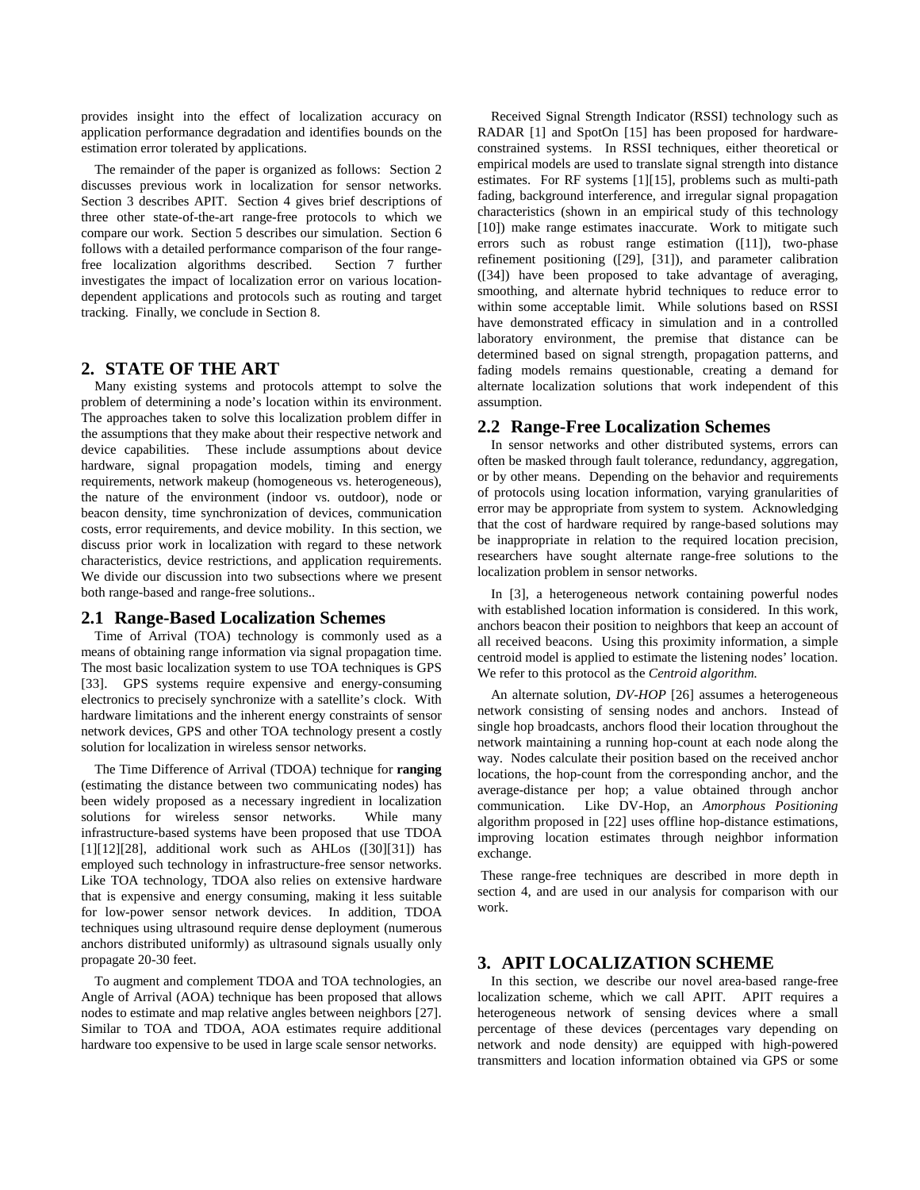provides insight into the effect of localization accuracy on application performance degradation and identifies bounds on the estimation error tolerated by applications.

The remainder of the paper is organized as follows: Section 2 discusses previous work in localization for sensor networks. Section 3 describes APIT. Section 4 gives brief descriptions of three other state-of-the-art range-free protocols to which we compare our work. Section 5 describes our simulation. Section 6 follows with a detailed performance comparison of the four range-free localization algorithms described. Section 7 further investigates the impact of localization error on various location-dependent applications and protocols such as routing and target tracking. Finally, we conclude in Section 8.

## 2. STATE OF THE ART

Many existing systems and protocols attempt to solve the problem of determining a node's location within its environment. The approaches taken to solve this localization problem differ in the assumptions that they make about their respective network and device capabilities. These include assumptions about device hardware, signal propagation models, timing and energy requirements, network makeup (homogeneous vs. heterogeneous), the nature of the environment (indoor vs. outdoor), node or beacon density, time synchronization of devices, communication costs, error requirements, and device mobility. In this section, we discuss prior work in localization with regard to these network characteristics, device restrictions, and application requirements. We divide our discussion into two subsections where we present both range-based and range-free solutions..

### 2.1 Range-Based Localization Schemes

Time of Arrival (TOA) technology is commonly used as a means of obtaining range information via signal propagation time. The most basic localization system to use TOA techniques is GPS [33]. GPS systems require expensive and energy-consuming electronics to precisely synchronize with a satellite's clock. With hardware limitations and the inherent energy constraints of sensor network devices, GPS and other TOA technology present a costly solution for localization in wireless sensor networks.

The Time Difference of Arrival (TDOA) technique for **ranging** (estimating the distance between two communicating nodes) has been widely proposed as a necessary ingredient in localization solutions for wireless sensor networks. While many infrastructure-based systems have been proposed that use TDOA [1][12][28], additional work such as AHLos ([30][31]) has employed such technology in infrastructure-free sensor networks. Like TOA technology, TDOA also relies on extensive hardware that is expensive and energy consuming, making it less suitable for low-power sensor network devices. In addition, TDOA techniques using ultrasound require dense deployment (numerous anchors distributed uniformly) as ultrasound signals usually only propagate 20-30 feet.

To augment and complement TDOA and TOA technologies, an Angle of Arrival (AOA) technique has been proposed that allows nodes to estimate and map relative angles between neighbors [27]. Similar to TOA and TDOA, AOA estimates require additional hardware too expensive to be used in large scale sensor networks.

Received Signal Strength Indicator (RSSI) technology such as RADAR [1] and SpotOn [15] has been proposed for hardware-constrained systems. In RSSI techniques, either theoretical or empirical models are used to translate signal strength into distance estimates. For RF systems [1][15], problems such as multi-path fading, background interference, and irregular signal propagation characteristics (shown in an empirical study of this technology [10]) make range estimates inaccurate. Work to mitigate such errors such as robust range estimation ([11]), two-phase refinement positioning ([29], [31]), and parameter calibration ([34]) have been proposed to take advantage of averaging, smoothing, and alternate hybrid techniques to reduce error to within some acceptable limit. While solutions based on RSSI have demonstrated efficacy in simulation and in a controlled laboratory environment, the premise that distance can be determined based on signal strength, propagation patterns, and fading models remains questionable, creating a demand for alternate localization solutions that work independent of this assumption.

### 2.2 Range-Free Localization Schemes

In sensor networks and other distributed systems, errors can often be masked through fault tolerance, redundancy, aggregation, or by other means. Depending on the behavior and requirements of protocols using location information, varying granularities of error may be appropriate from system to system. Acknowledging that the cost of hardware required by range-based solutions may be inappropriate in relation to the required location precision, researchers have sought alternate range-free solutions to the localization problem in sensor networks.

In [3], a heterogeneous network containing powerful nodes with established location information is considered. In this work, anchors beacon their position to neighbors that keep an account of all received beacons. Using this proximity information, a simple centroid model is applied to estimate the listening nodes' location. We refer to this protocol as the *Centroid algorithm.*

An alternate solution, *DV-HOP* [26] assumes a heterogeneous network consisting of sensing nodes and anchors. Instead of single hop broadcasts, anchors flood their location throughout the network maintaining a running hop-count at each node along the way. Nodes calculate their position based on the received anchor locations, the hop-count from the corresponding anchor, and the average-distance per hop; a value obtained through anchor communication. Like DV-Hop, an *Amorphous Positioning* algorithm proposed in [22] uses offline hop-distance estimations, improving location estimates through neighbor information exchange.

These range-free techniques are described in more depth in section 4, and are used in our analysis for comparison with our work.

## 3. APIT LOCALIZATION SCHEME

In this section, we describe our novel area-based range-free localization scheme, which we call APIT. APIT requires a heterogeneous network of sensing devices where a small percentage of these devices (percentages vary depending on network and node density) are equipped with high-powered transmitters and location information obtained via GPS or some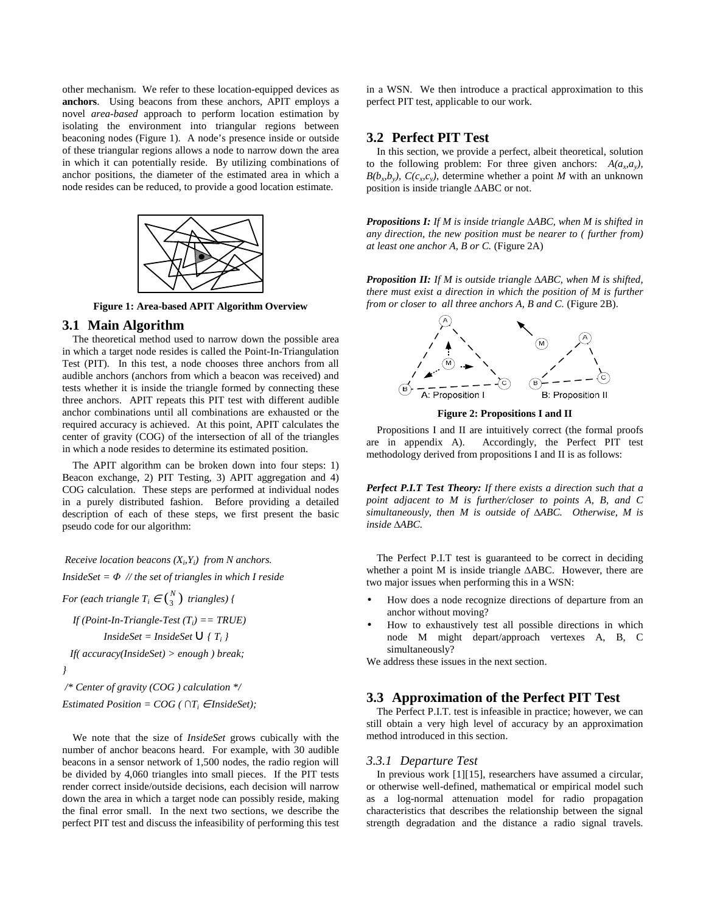other mechanism. We refer to these location-equipped devices as **anchors**. Using beacons from these anchors, APIT employs a novel *area-based* approach to perform location estimation by isolating the environment into triangular regions between beaconing nodes (Figure 1). A node's presence inside or outside of these triangular regions allows a node to narrow down the area in which it can potentially reside. By utilizing combinations of anchor positions, the diameter of the estimated area in which a node resides can be reduced, to provide a good location estimate.

**Figure 1: Area-based APIT Algorithm Overview**

## 3.1 Main Algorithm

The theoretical method used to narrow down the possible area in which a target node resides is called the Point-In-Triangulation Test (PIT). In this test, a node chooses three anchors from all audible anchors (anchors from which a beacon was received) and tests whether it is inside the triangle formed by connecting these three anchors. APIT repeats this PIT test with different audible anchor combinations until all combinations are exhausted or the required accuracy is achieved. At this point, APIT calculates the center of gravity (COG) of the intersection of all of the triangles in which a node resides to determine its estimated position.

The APIT algorithm can be broken down into four steps: 1) Beacon exchange, 2) PIT Testing, 3) APIT aggregation and 4) COG calculation. These steps are performed at individual nodes in a purely distributed fashion. Before providing a detailed description of each of these steps, we first present the basic pseudo code for our algorithm:

*Receive location beacons $(X_i,Y_i)$ from N anchors.*

*InsideSet = $\Phi$ // the set of triangles in which I reside*

*For (each triangle $T_i \in \binom{N}{3}$ triangles) {*

*If (Point-In-Triangle-Test $(T_i)$ == TRUE)*

*InsideSet = InsideSet $\cup$ { $T_i$ }*

*If( accuracy(InsideSet) > enough ) break;*

*}*

*/\* Center of gravity (COG ) calculation \*/*

*Estimated Position = COG ( $\cap T_i \in$ InsideSet);*

We note that the size of *InsideSet* grows cubically with the number of anchor beacons heard. For example, with 30 audible beacons in a sensor network of 1,500 nodes, the radio region will be divided by 4,060 triangles into small pieces. If the PIT tests render correct inside/outside decisions, each decision will narrow down the area in which a target node can possibly reside, making the final error small. In the next two sections, we describe the perfect PIT test and discuss the infeasibility of performing this test in a WSN. We then introduce a practical approximation to this perfect PIT test, applicable to our work.

## 3.2 Perfect PIT Test

In this section, we provide a perfect, albeit theoretical, solution to the following problem: For three given anchors: $A(a_x,a_y)$, $B(b_x,b_y)$, $C(c_x,c_y)$, determine whether a point $M$ with an unknown position is inside triangle ΔABC or not.

***Propositions I:*** *If M is inside triangle ΔABC, when M is shifted in any direction, the new position must be nearer to ( further from) at least one anchor A, B or C.* (Figure 2A)

***Proposition II:*** *If M is outside triangle ΔABC, when M is shifted, there must exist a direction in which the position of M is further from or closer to all three anchors A, B and C.* (Figure 2B).

**Figure 2: Propositions I and II**

Propositions I and II are intuitively correct (the formal proofs are in appendix A). Accordingly, the Perfect PIT test methodology derived from propositions I and II is as follows:

***Perfect P.I.T Test Theory:*** *If there exists a direction such that a point adjacent to M is further/closer to points A, B, and C simultaneously, then M is outside of ΔABC. Otherwise, M is inside ΔABC.*

The Perfect P.I.T test is guaranteed to be correct in deciding whether a point M is inside triangle ΔABC. However, there are two major issues when performing this in a WSN:

- How does a node recognize directions of departure from an anchor without moving?
- How to exhaustively test all possible directions in which node M might depart/approach vertexes A, B, C simultaneously?

We address these issues in the next section.

## 3.3 Approximation of the Perfect PIT Test

The Perfect P.I.T. test is infeasible in practice; however, we can still obtain a very high level of accuracy by an approximation method introduced in this section.

### *3.3.1 Departure Test*

In previous work [1][15], researchers have assumed a circular, or otherwise well-defined, mathematical or empirical model such as a log-normal attenuation model for radio propagation characteristics that describes the relationship between the signal strength degradation and the distance a radio signal travels.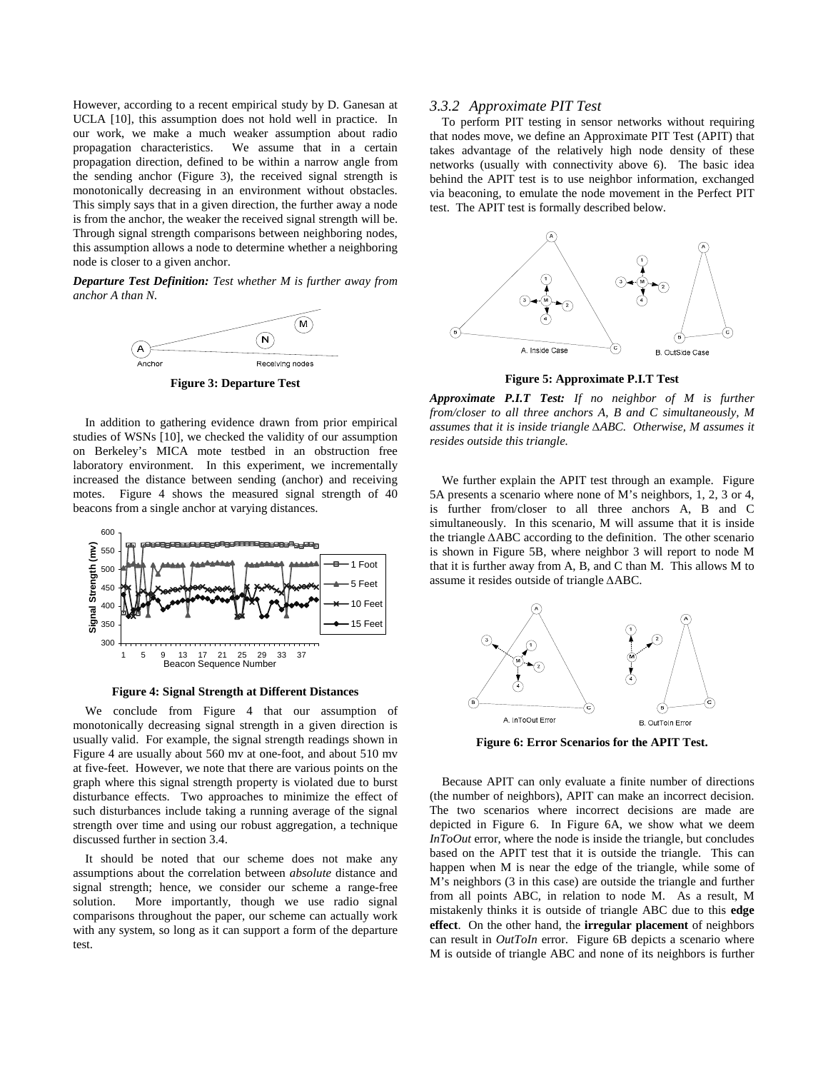However, according to a recent empirical study by D. Ganesan at UCLA [10], this assumption does not hold well in practice. In our work, we make a much weaker assumption about radio propagation characteristics. We assume that in a certain propagation direction, defined to be within a narrow angle from the sending anchor (Figure 3), the received signal strength is monotonically decreasing in an environment without obstacles. This simply says that in a given direction, the further away a node is from the anchor, the weaker the received signal strength will be. Through signal strength comparisons between neighboring nodes, this assumption allows a node to determine whether a neighboring node is closer to a given anchor.

***Departure Test Definition:*** *Test whether M is further away from anchor A than N.*

**Figure 3: Departure Test**

In addition to gathering evidence drawn from prior empirical studies of WSNs [10], we checked the validity of our assumption on Berkeley's MICA mote testbed in an obstruction free laboratory environment. In this experiment, we incrementally increased the distance between sending (anchor) and receiving motes. Figure 4 shows the measured signal strength of 40 beacons from a single anchor at varying distances.

**Figure 4: Signal Strength at Different Distances**

We conclude from Figure 4 that our assumption of monotonically decreasing signal strength in a given direction is usually valid. For example, the signal strength readings shown in Figure 4 are usually about 560 mv at one-foot, and about 510 mv at five-feet. However, we note that there are various points on the graph where this signal strength property is violated due to burst disturbance effects. Two approaches to minimize the effect of such disturbances include taking a running average of the signal strength over time and using our robust aggregation, a technique discussed further in section 3.4.

It should be noted that our scheme does not make any assumptions about the correlation between *absolute* distance and signal strength; hence, we consider our scheme a range-free solution. More importantly, though we use radio signal comparisons throughout the paper, our scheme can actually work with any system, so long as it can support a form of the departure test.

### *3.3.2 Approximate PIT Test*

To perform PIT testing in sensor networks without requiring that nodes move, we define an Approximate PIT Test (APIT) that takes advantage of the relatively high node density of these networks (usually with connectivity above 6). The basic idea behind the APIT test is to use neighbor information, exchanged via beaconing, to emulate the node movement in the Perfect PIT test. The APIT test is formally described below.

**Figure 5: Approximate P.I.T Test**

***Approximate P.I.T Test:*** *If no neighbor of M is further from/closer to all three anchors A, B and C simultaneously, M assumes that it is inside triangle ∆ABC. Otherwise, M assumes it resides outside this triangle.*

We further explain the APIT test through an example. Figure 5A presents a scenario where none of M's neighbors, 1, 2, 3 or 4, is further from/closer to all three anchors A, B and C simultaneously. In this scenario, M will assume that it is inside the triangle ∆ABC according to the definition. The other scenario is shown in Figure 5B, where neighbor 3 will report to node M that it is further away from A, B, and C than M. This allows M to assume it resides outside of triangle ∆ABC.

**Figure 6: Error Scenarios for the APIT Test.**

Because APIT can only evaluate a finite number of directions (the number of neighbors), APIT can make an incorrect decision. The two scenarios where incorrect decisions are made are depicted in Figure 6. In Figure 6A, we show what we deem *InToOut* error, where the node is inside the triangle, but concludes based on the APIT test that it is outside the triangle. This can happen when M is near the edge of the triangle, while some of M's neighbors (3 in this case) are outside the triangle and further from all points ABC, in relation to node M. As a result, M mistakenly thinks it is outside of triangle ABC due to this **edge effect**. On the other hand, the **irregular placement** of neighbors can result in *OutToIn* error. Figure 6B depicts a scenario where M is outside of triangle ABC and none of its neighbors is further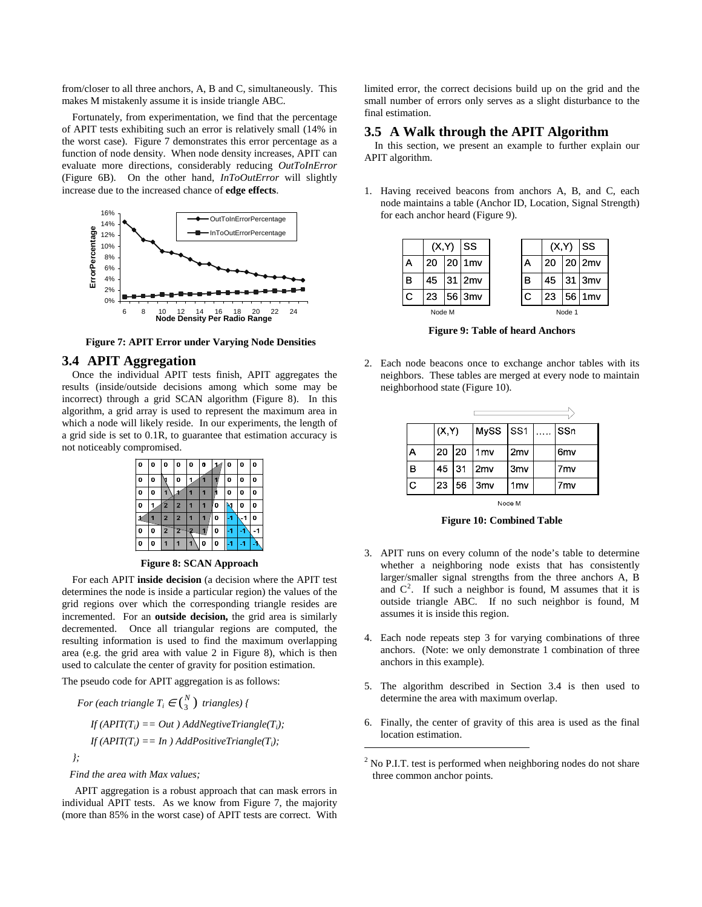from/closer to all three anchors, A, B and C, simultaneously. This makes M mistakenly assume it is inside triangle ABC.

Fortunately, from experimentation, we find that the percentage of APIT tests exhibiting such an error is relatively small (14% in the worst case). Figure 7 demonstrates this error percentage as a function of node density. When node density increases, APIT can evaluate more directions, considerably reducing *OutToInError* (Figure 6B). On the other hand, *InToOutError* will slightly increase due to the increased chance of **edge effects**.

**Figure 7: APIT Error under Varying Node Densities**

## 3.4 APIT Aggregation

Once the individual APIT tests finish, APIT aggregates the results (inside/outside decisions among which some may be incorrect) through a grid SCAN algorithm (Figure 8). In this algorithm, a grid array is used to represent the maximum area in which a node will likely reside. In our experiments, the length of a grid side is set to 0.1R, to guarantee that estimation accuracy is not noticeably compromised.

| 0 | 0 | 0 | 0 | 0 | 0 | 1 | 0 | 0 | 0 |
|---|---|---|---|---|---|---|---|---|---|
| 0 | 0 | 1 | 0 | 1 | 1 | 1 | 0 | 0 | 0 |
| 0 | 0 | 1 | 1 | 1 | 1 | 1 | 0 | 0 | 0 |
| 0 | 1 | 2 | 2 | 1 | 1 | 0 | -1 | 0 | 0 |
| 1 | 1 | 2 | 2 | 1 | 1 | 0 | -1 | -1 | 0 |
| 0 | 0 | 2 | 2 | 2 | 1 | 0 | -1 | -1 | -1 |
| 0 | 0 | 1 | 1 | 1 | 0 | 0 | -1 | -1 | -1 |

**Figure 8: SCAN Approach**

For each APIT **inside decision** (a decision where the APIT test determines the node is inside a particular region) the values of the grid regions over which the corresponding triangle resides are incremented. For an **outside decision,** the grid area is similarly decremented. Once all triangular regions are computed, the resulting information is used to find the maximum overlapping area (e.g. the grid area with value 2 in Figure 8), which is then used to calculate the center of gravity for position estimation.

The pseudo code for APIT aggregation is as follows:

*For (each triangle $T_i \in \binom{N}{3}$ triangles) {*

*If (APIT($T_i$) == Out ) AddNegtiveTriangle($T_i$);*

*If (APIT($T_i$) == In ) AddPositiveTriangle($T_i$);*

*};*

*Find the area with Max values;*

APIT aggregation is a robust approach that can mask errors in individual APIT tests. As we know from Figure 7, the majority (more than 85% in the worst case) of APIT tests are correct. With limited error, the correct decisions build up on the grid and the small number of errors only serves as a slight disturbance to the final estimation.

## 3.5 A Walk through the APIT Algorithm

In this section, we present an example to further explain our APIT algorithm.

1. Having received beacons from anchors A, B, and C, each node maintains a table (Anchor ID, Location, Signal Strength) for each anchor heard (Figure 9).

Node M:

| | (X,Y) | | SS |
|---|---|---|---|
| A | 20 | 20 | 1mv |
| B | 45 | 31 | 2mv |
| C | 23 | 56 | 3mv |

Node 1:

| | (X,Y) | | SS |
|---|---|---|---|
| A | 20 | 20 | 2mv |
| B | 45 | 31 | 3mv |
| C | 23 | 56 | 1mv |

**Figure 9: Table of heard Anchors**

2. Each node beacons once to exchange anchor tables with its neighbors. These tables are merged at every node to maintain neighborhood state (Figure 10).

| | (X,Y) | | MySS | SS1 | ..... | SSn |
|---|---|---|---|---|---|---|
| A | 20 | 20 | 1mv | 2mv | | 6mv |
| B | 45 | 31 | 2mv | 3mv | | 7mv |
| C | 23 | 56 | 3mv | 1mv | | 7mv |

Node M

**Figure 10: Combined Table**

3. APIT runs on every column of the node's table to determine whether a neighboring node exists that has consistently larger/smaller signal strengths from the three anchors A, B and C[2]. If such a neighbor is found, M assumes that it is outside triangle ABC. If no such neighbor is found, M assumes it is inside this region.

4. Each node repeats step 3 for varying combinations of three anchors. (Note: we only demonstrate 1 combination of three anchors in this example).

5. The algorithm described in Section 3.4 is then used to determine the area with maximum overlap.

6. Finally, the center of gravity of this area is used as the final location estimation.

[2] No P.I.T. test is performed when neighboring nodes do not share three common anchor points.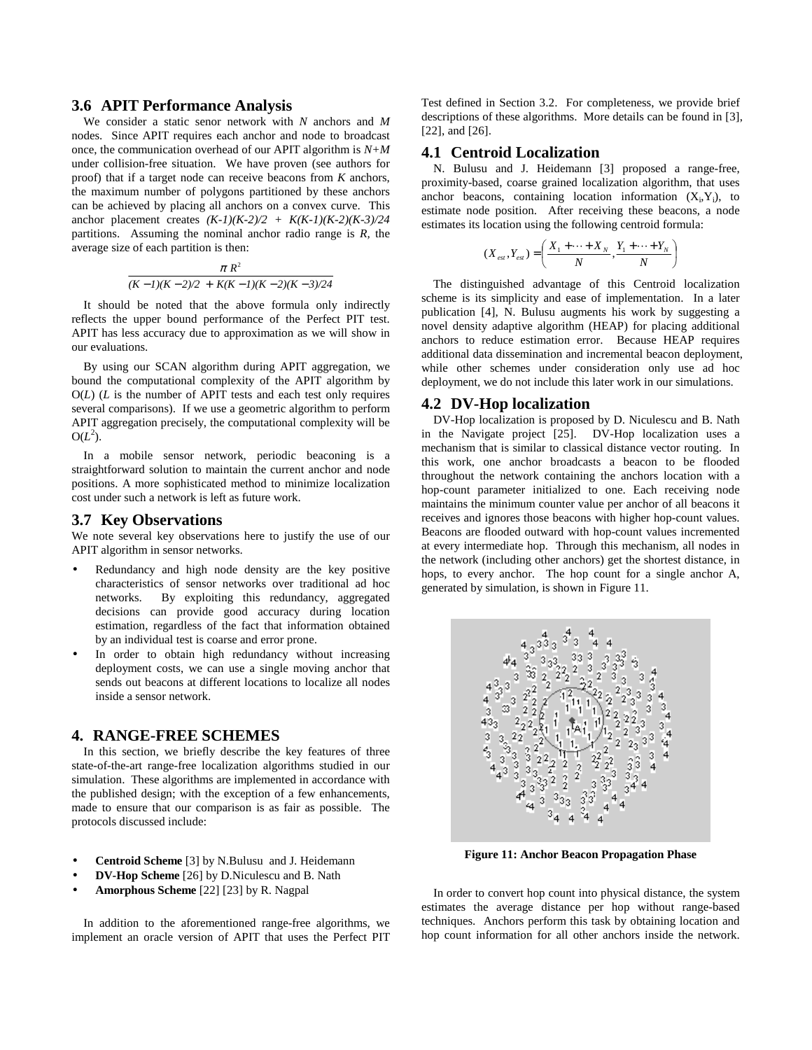### 3.6 APIT Performance Analysis

We consider a static senor network with $N$ anchors and $M$ nodes. Since APIT requires each anchor and node to broadcast once, the communication overhead of our APIT algorithm is $N+M$ under collision-free situation. We have proven (see authors for proof) that if a target node can receive beacons from $K$ anchors, the maximum number of polygons partitioned by these anchors can be achieved by placing all anchors on a convex curve. This anchor placement creates $(K-1)(K-2)/2 + K(K-1)(K-2)(K-3)/24$ partitions. Assuming the nominal anchor radio range is $R$, the average size of each partition is then:

$$\frac{\pi R^2}{(K-1)(K-2)/2 + K(K-1)(K-2)(K-3)/24}$$

It should be noted that the above formula only indirectly reflects the upper bound performance of the Perfect PIT test. APIT has less accuracy due to approximation as we will show in our evaluations.

By using our SCAN algorithm during APIT aggregation, we bound the computational complexity of the APIT algorithm by O($L$) ($L$ is the number of APIT tests and each test only requires several comparisons). If we use a geometric algorithm to perform APIT aggregation precisely, the computational complexity will be O($L^2$).

In a mobile sensor network, periodic beaconing is a straightforward solution to maintain the current anchor and node positions. A more sophisticated method to minimize localization cost under such a network is left as future work.

### 3.7 Key Observations

We note several key observations here to justify the use of our APIT algorithm in sensor networks.

- Redundancy and high node density are the key positive characteristics of sensor networks over traditional ad hoc networks. By exploiting this redundancy, aggregated decisions can provide good accuracy during location estimation, regardless of the fact that information obtained by an individual test is coarse and error prone.
- In order to obtain high redundancy without increasing deployment costs, we can use a single moving anchor that sends out beacons at different locations to localize all nodes inside a sensor network.

## 4. RANGE-FREE SCHEMES

In this section, we briefly describe the key features of three state-of-the-art range-free localization algorithms studied in our simulation. These algorithms are implemented in accordance with the published design; with the exception of a few enhancements, made to ensure that our comparison is as fair as possible. The protocols discussed include:

- **Centroid Scheme** [3] by N.Bulusu and J. Heidemann
- **DV-Hop Scheme** [26] by D.Niculescu and B. Nath
- **Amorphous Scheme** [22] [23] by R. Nagpal

In addition to the aforementioned range-free algorithms, we implement an oracle version of APIT that uses the Perfect PIT Test defined in Section 3.2. For completeness, we provide brief descriptions of these algorithms. More details can be found in [3], [22], and [26].

### 4.1 Centroid Localization

N. Bulusu and J. Heidemann [3] proposed a range-free, proximity-based, coarse grained localization algorithm, that uses anchor beacons, containing location information ($X_i$,$Y_i$), to estimate node position. After receiving these beacons, a node estimates its location using the following centroid formula:

$$(X_{est}, Y_{est}) = \left( \frac{X_1 + \cdots + X_N}{N}, \frac{Y_1 + \cdots + Y_N}{N} \right)$$

The distinguished advantage of this Centroid localization scheme is its simplicity and ease of implementation. In a later publication [4], N. Bulusu augments his work by suggesting a novel density adaptive algorithm (HEAP) for placing additional anchors to reduce estimation error. Because HEAP requires additional data dissemination and incremental beacon deployment, while other schemes under consideration only use ad hoc deployment, we do not include this later work in our simulations.

### 4.2 DV-Hop localization

DV-Hop localization is proposed by D. Niculescu and B. Nath in the Navigate project [25]. DV-Hop localization uses a mechanism that is similar to classical distance vector routing. In this work, one anchor broadcasts a beacon to be flooded throughout the network containing the anchors location with a hop-count parameter initialized to one. Each receiving node maintains the minimum counter value per anchor of all beacons it receives and ignores those beacons with higher hop-count values. Beacons are flooded outward with hop-count values incremented at every intermediate hop. Through this mechanism, all nodes in the network (including other anchors) get the shortest distance, in hops, to every anchor. The hop count for a single anchor A, generated by simulation, is shown in Figure 11.

**Figure 11: Anchor Beacon Propagation Phase**

In order to convert hop count into physical distance, the system estimates the average distance per hop without range-based techniques. Anchors perform this task by obtaining location and hop count information for all other anchors inside the network.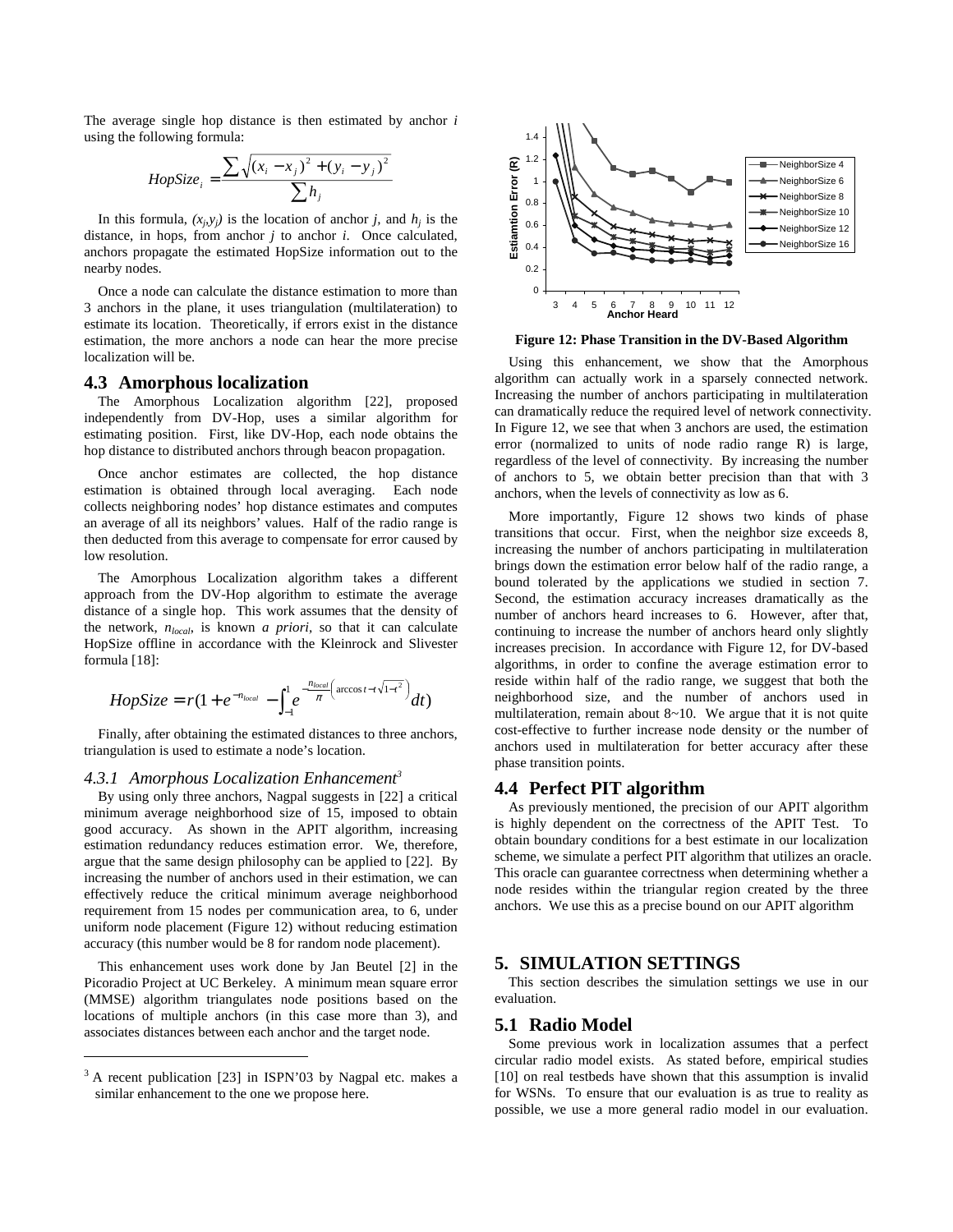The average single hop distance is then estimated by anchor *i* using the following formula:

$$HopSize_i = \frac{\sum \sqrt{(x_i - x_j)^2 + (y_i - y_j)^2}}{\sum h_j}$$

In this formula, $(x_j, y_j)$ is the location of anchor *j*, and $h_j$ is the distance, in hops, from anchor *j* to anchor *i*. Once calculated, anchors propagate the estimated HopSize information out to the nearby nodes.

Once a node can calculate the distance estimation to more than 3 anchors in the plane, it uses triangulation (multilateration) to estimate its location. Theoretically, if errors exist in the distance estimation, the more anchors a node can hear the more precise localization will be.

## 4.3 Amorphous localization

The Amorphous Localization algorithm [22], proposed independently from DV-Hop, uses a similar algorithm for estimating position. First, like DV-Hop, each node obtains the hop distance to distributed anchors through beacon propagation.

Once anchor estimates are collected, the hop distance estimation is obtained through local averaging. Each node collects neighboring nodes' hop distance estimates and computes an average of all its neighbors' values. Half of the radio range is then deducted from this average to compensate for error caused by low resolution.

The Amorphous Localization algorithm takes a different approach from the DV-Hop algorithm to estimate the average distance of a single hop. This work assumes that the density of the network, $n_{local}$, is known *a priori*, so that it can calculate HopSize offline in accordance with the Kleinrock and Slivester formula [18]:

$$HopSize = r\left(1 + e^{-n_{local}} - \int_{-1}^{1} e^{-\frac{n_{local}}{\pi}\left(\arccos t - t\sqrt{1-t^2}\right)} dt\right)$$

Finally, after obtaining the estimated distances to three anchors, triangulation is used to estimate a node's location.

### 4.3.1 Amorphous Localization Enhancement[3]

By using only three anchors, Nagpal suggests in [22] a critical minimum average neighborhood size of 15, imposed to obtain good accuracy. As shown in the APIT algorithm, increasing estimation redundancy reduces estimation error. We, therefore, argue that the same design philosophy can be applied to [22]. By increasing the number of anchors used in their estimation, we can effectively reduce the critical minimum average neighborhood requirement from 15 nodes per communication area, to 6, under uniform node placement (Figure 12) without reducing estimation accuracy (this number would be 8 for random node placement).

This enhancement uses work done by Jan Beutel [2] in the Picoradio Project at UC Berkeley. A minimum mean square error (MMSE) algorithm triangulates node positions based on the locations of multiple anchors (in this case more than 3), and associates distances between each anchor and the target node.

[3] A recent publication [23] in ISPN'03 by Nagpal etc. makes a similar enhancement to the one we propose here.

**Figure 12: Phase Transition in the DV-Based Algorithm**

Using this enhancement, we show that the Amorphous algorithm can actually work in a sparsely connected network. Increasing the number of anchors participating in multilateration can dramatically reduce the required level of network connectivity. In Figure 12, we see that when 3 anchors are used, the estimation error (normalized to units of node radio range R) is large, regardless of the level of connectivity. By increasing the number of anchors to 5, we obtain better precision than that with 3 anchors, when the levels of connectivity as low as 6.

More importantly, Figure 12 shows two kinds of phase transitions that occur. First, when the neighbor size exceeds 8, increasing the number of anchors participating in multilateration brings down the estimation error below half of the radio range, a bound tolerated by the applications we studied in section 7. Second, the estimation accuracy increases dramatically as the number of anchors heard increases to 6. However, after that, continuing to increase the number of anchors heard only slightly increases precision. In accordance with Figure 12, for DV-based algorithms, in order to confine the average estimation error to reside within half of the radio range, we suggest that both the neighborhood size, and the number of anchors used in multilateration, remain about 8~10. We argue that it is not quite cost-effective to further increase node density or the number of anchors used in multilateration for better accuracy after these phase transition points.

## 4.4 Perfect PIT algorithm

As previously mentioned, the precision of our APIT algorithm is highly dependent on the correctness of the APIT Test. To obtain boundary conditions for a best estimate in our localization scheme, we simulate a perfect PIT algorithm that utilizes an oracle. This oracle can guarantee correctness when determining whether a node resides within the triangular region created by the three anchors. We use this as a precise bound on our APIT algorithm

# 5. SIMULATION SETTINGS

This section describes the simulation settings we use in our evaluation.

## 5.1 Radio Model

Some previous work in localization assumes that a perfect circular radio model exists. As stated before, empirical studies [10] on real testbeds have shown that this assumption is invalid for WSNs. To ensure that our evaluation is as true to reality as possible, we use a more general radio model in our evaluation.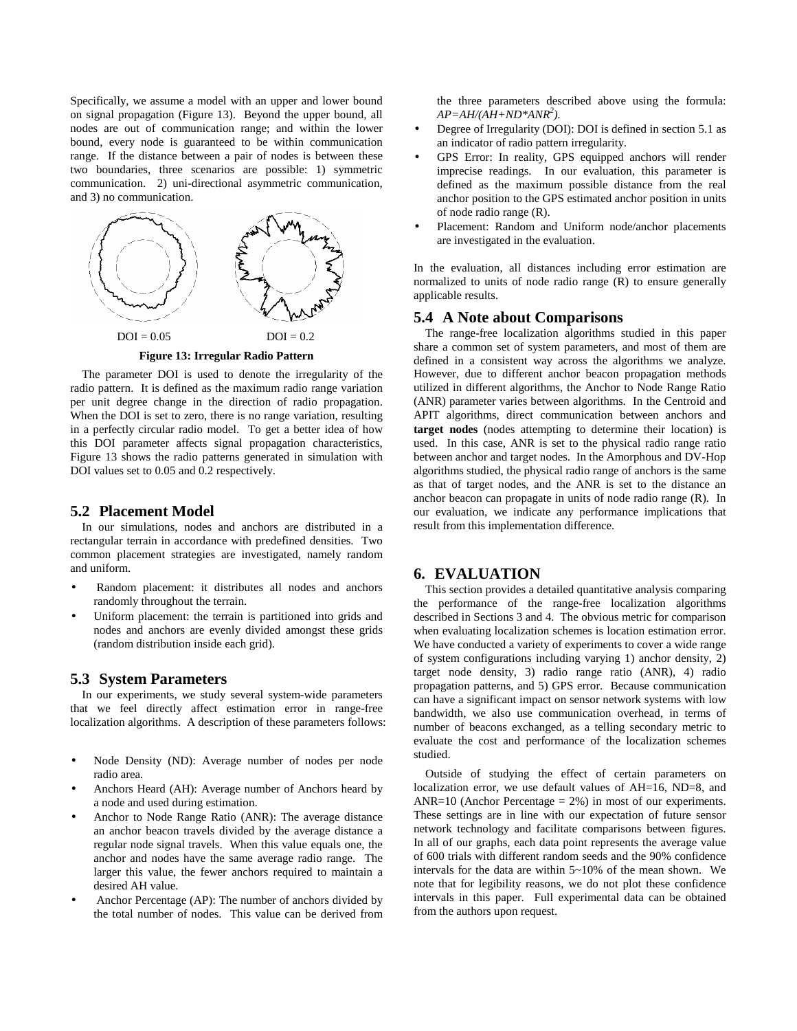Specifically, we assume a model with an upper and lower bound on signal propagation (Figure 13). Beyond the upper bound, all nodes are out of communication range; and within the lower bound, every node is guaranteed to be within communication range. If the distance between a pair of nodes is between these two boundaries, three scenarios are possible: 1) symmetric communication. 2) uni-directional asymmetric communication, and 3) no communication.

DOI = 0.05 DOI = 0.2

**Figure 13: Irregular Radio Pattern**

The parameter DOI is used to denote the irregularity of the radio pattern. It is defined as the maximum radio range variation per unit degree change in the direction of radio propagation. When the DOI is set to zero, there is no range variation, resulting in a perfectly circular radio model. To get a better idea of how this DOI parameter affects signal propagation characteristics, Figure 13 shows the radio patterns generated in simulation with DOI values set to 0.05 and 0.2 respectively.

## 5.2 Placement Model

In our simulations, nodes and anchors are distributed in a rectangular terrain in accordance with predefined densities. Two common placement strategies are investigated, namely random and uniform.

- Random placement: it distributes all nodes and anchors randomly throughout the terrain.
- Uniform placement: the terrain is partitioned into grids and nodes and anchors are evenly divided amongst these grids (random distribution inside each grid).

## 5.3 System Parameters

In our experiments, we study several system-wide parameters that we feel directly affect estimation error in range-free localization algorithms. A description of these parameters follows:

- Node Density (ND): Average number of nodes per node radio area.
- Anchors Heard (AH): Average number of Anchors heard by a node and used during estimation.
- Anchor to Node Range Ratio (ANR): The average distance an anchor beacon travels divided by the average distance a regular node signal travels. When this value equals one, the anchor and nodes have the same average radio range. The larger this value, the fewer anchors required to maintain a desired AH value.
- Anchor Percentage (AP): The number of anchors divided by the total number of nodes. This value can be derived from the three parameters described above using the formula: $AP=AH/(AH+ND*ANR^2)$.
- Degree of Irregularity (DOI): DOI is defined in section 5.1 as an indicator of radio pattern irregularity.
- GPS Error: In reality, GPS equipped anchors will render imprecise readings. In our evaluation, this parameter is defined as the maximum possible distance from the real anchor position to the GPS estimated anchor position in units of node radio range (R).
- Placement: Random and Uniform node/anchor placements are investigated in the evaluation.

In the evaluation, all distances including error estimation are normalized to units of node radio range (R) to ensure generally applicable results.

## 5.4 A Note about Comparisons

The range-free localization algorithms studied in this paper share a common set of system parameters, and most of them are defined in a consistent way across the algorithms we analyze. However, due to different anchor beacon propagation methods utilized in different algorithms, the Anchor to Node Range Ratio (ANR) parameter varies between algorithms. In the Centroid and APIT algorithms, direct communication between anchors and **target nodes** (nodes attempting to determine their location) is used. In this case, ANR is set to the physical radio range ratio between anchor and target nodes. In the Amorphous and DV-Hop algorithms studied, the physical radio range of anchors is the same as that of target nodes, and the ANR is set to the distance an anchor beacon can propagate in units of node radio range (R). In our evaluation, we indicate any performance implications that result from this implementation difference.

# 6. EVALUATION

This section provides a detailed quantitative analysis comparing the performance of the range-free localization algorithms described in Sections 3 and 4. The obvious metric for comparison when evaluating localization schemes is location estimation error. We have conducted a variety of experiments to cover a wide range of system configurations including varying 1) anchor density, 2) target node density, 3) radio range ratio (ANR), 4) radio propagation patterns, and 5) GPS error. Because communication can have a significant impact on sensor network systems with low bandwidth, we also use communication overhead, in terms of number of beacons exchanged, as a telling secondary metric to evaluate the cost and performance of the localization schemes studied.

Outside of studying the effect of certain parameters on localization error, we use default values of AH=16, ND=8, and ANR=10 (Anchor Percentage = 2%) in most of our experiments. These settings are in line with our expectation of future sensor network technology and facilitate comparisons between figures. In all of our graphs, each data point represents the average value of 600 trials with different random seeds and the 90% confidence intervals for the data are within 5~10% of the mean shown. We note that for legibility reasons, we do not plot these confidence intervals in this paper. Full experimental data can be obtained from the authors upon request.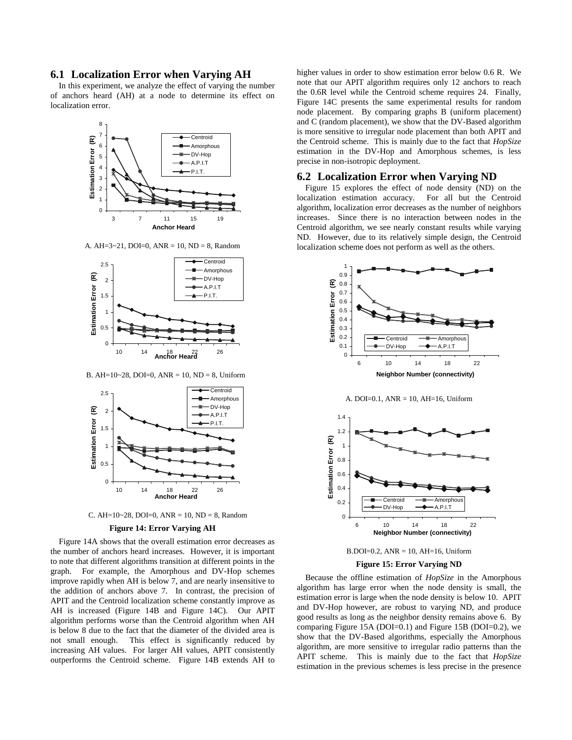## 6.1 Localization Error when Varying AH

In this experiment, we analyze the effect of varying the number of anchors heard (AH) at a node to determine its effect on localization error.

A. AH=3~21, DOI=0, ANR = 10, ND = 8, Random

B. AH=10~28, DOI=0, ANR = 10, ND = 8, Uniform

C. AH=10~28, DOI=0, ANR = 10, ND = 8, Random

**Figure 14: Error Varying AH**

Figure 14A shows that the overall estimation error decreases as the number of anchors heard increases. However, it is important to note that different algorithms transition at different points in the graph. For example, the Amorphous and DV-Hop schemes improve rapidly when AH is below 7, and are nearly insensitive to the addition of anchors above 7. In contrast, the precision of APIT and the Centroid localization scheme constantly improve as AH is increased (Figure 14B and Figure 14C). Our APIT algorithm performs worse than the Centroid algorithm when AH is below 8 due to the fact that the diameter of the divided area is not small enough. This effect is significantly reduced by increasing AH values. For larger AH values, APIT consistently outperforms the Centroid scheme. Figure 14B extends AH to higher values in order to show estimation error below 0.6 R. We note that our APIT algorithm requires only 12 anchors to reach the 0.6R level while the Centroid scheme requires 24. Finally, Figure 14C presents the same experimental results for random node placement. By comparing graphs B (uniform placement) and C (random placement), we show that the DV-Based algorithm is more sensitive to irregular node placement than both APIT and the Centroid scheme. This is mainly due to the fact that *HopSize* estimation in the DV-Hop and Amorphous schemes, is less precise in non-isotropic deployment.

## 6.2 Localization Error when Varying ND

Figure 15 explores the effect of node density (ND) on the localization estimation accuracy. For all but the Centroid algorithm, localization error decreases as the number of neighbors increases. Since there is no interaction between nodes in the Centroid algorithm, we see nearly constant results while varying ND. However, due to its relatively simple design, the Centroid localization scheme does not perform as well as the others.

A. DOI=0.1, ANR = 10, AH=16, Uniform

B.DOI=0.2, ANR = 10, AH=16, Uniform

**Figure 15: Error Varying ND**

Because the offline estimation of *HopSize* in the Amorphous algorithm has large error when the node density is small, the estimation error is large when the node density is below 10. APIT and DV-Hop however, are robust to varying ND, and produce good results as long as the neighbor density remains above 6. By comparing Figure 15A (DOI=0.1) and Figure 15B (DOI=0.2), we show that the DV-Based algorithms, especially the Amorphous algorithm, are more sensitive to irregular radio patterns than the APIT scheme. This is mainly due to the fact that *HopSize* estimation in the previous schemes is less precise in the presence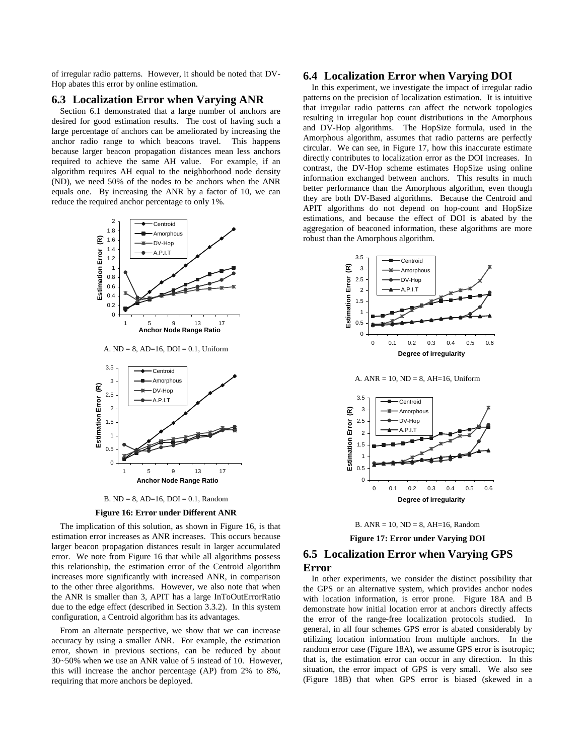of irregular radio patterns. However, it should be noted that DV-Hop abates this error by online estimation.

## 6.3 Localization Error when Varying ANR

Section 6.1 demonstrated that a large number of anchors are desired for good estimation results. The cost of having such a large percentage of anchors can be ameliorated by increasing the anchor radio range to which beacons travel. This happens because larger beacon propagation distances mean less anchors required to achieve the same AH value. For example, if an algorithm requires AH equal to the neighborhood node density (ND), we need 50% of the nodes to be anchors when the ANR equals one. By increasing the ANR by a factor of 10, we can reduce the required anchor percentage to only 1%.

A. ND = 8, AD=16, DOI = 0.1, Uniform

B. ND = 8, AD=16, DOI = 0.1, Random

**Figure 16: Error under Different ANR**

The implication of this solution, as shown in Figure 16, is that estimation error increases as ANR increases. This occurs because larger beacon propagation distances result in larger accumulated error. We note from Figure 16 that while all algorithms possess this relationship, the estimation error of the Centroid algorithm increases more significantly with increased ANR, in comparison to the other three algorithms. However, we also note that when the ANR is smaller than 3, APIT has a large InToOutErrorRatio due to the edge effect (described in Section 3.3.2). In this system configuration, a Centroid algorithm has its advantages.

From an alternate perspective, we show that we can increase accuracy by using a smaller ANR. For example, the estimation error, shown in previous sections, can be reduced by about 30~50% when we use an ANR value of 5 instead of 10. However, this will increase the anchor percentage (AP) from 2% to 8%, requiring that more anchors be deployed.

## 6.4 Localization Error when Varying DOI

In this experiment, we investigate the impact of irregular radio patterns on the precision of localization estimation. It is intuitive that irregular radio patterns can affect the network topologies resulting in irregular hop count distributions in the Amorphous and DV-Hop algorithms. The HopSize formula, used in the Amorphous algorithm, assumes that radio patterns are perfectly circular. We can see, in Figure 17, how this inaccurate estimate directly contributes to localization error as the DOI increases. In contrast, the DV-Hop scheme estimates HopSize using online information exchanged between anchors. This results in much better performance than the Amorphous algorithm, even though they are both DV-Based algorithms. Because the Centroid and APIT algorithms do not depend on hop-count and HopSize estimations, and because the effect of DOI is abated by the aggregation of beaconed information, these algorithms are more robust than the Amorphous algorithm.

A. ANR = 10, ND = 8, AH=16, Uniform

B. ANR = 10, ND = 8, AH=16, Random

**Figure 17: Error under Varying DOI**

## 6.5 Localization Error when Varying GPS Error

In other experiments, we consider the distinct possibility that the GPS or an alternative system, which provides anchor nodes with location information, is error prone. Figure 18A and B demonstrate how initial location error at anchors directly affects the error of the range-free localization protocols studied. In general, in all four schemes GPS error is abated considerably by utilizing location information from multiple anchors. In the random error case (Figure 18A), we assume GPS error is isotropic; that is, the estimation error can occur in any direction. In this situation, the error impact of GPS is very small. We also see (Figure 18B) that when GPS error is biased (skewed in a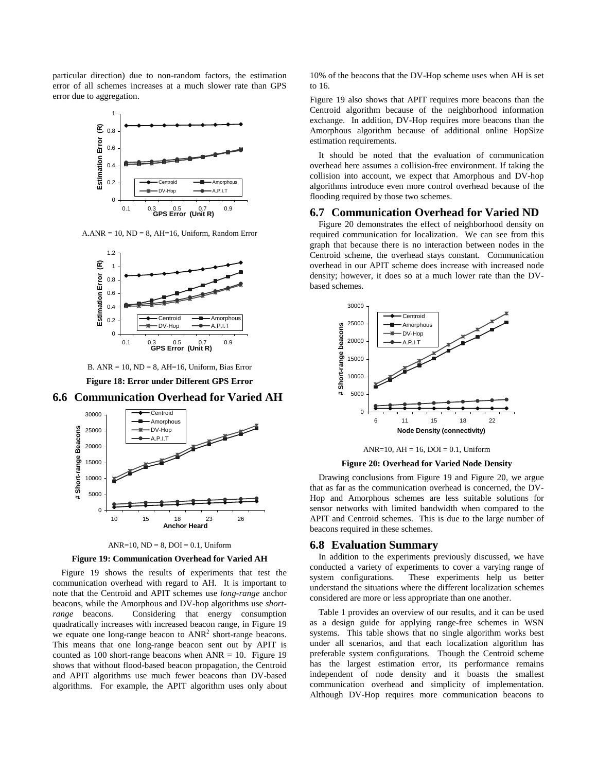particular direction) due to non-random factors, the estimation error of all schemes increases at a much slower rate than GPS error due to aggregation.

A.ANR = 10, ND = 8, AH=16, Uniform, Random Error

B. ANR = 10, ND = 8, AH=16, Uniform, Bias Error

**Figure 18: Error under Different GPS Error**

## 6.6 Communication Overhead for Varied AH

ANR=10, ND = 8, DOI = 0.1, Uniform

**Figure 19: Communication Overhead for Varied AH**

Figure 19 shows the results of experiments that test the communication overhead with regard to AH. It is important to note that the Centroid and APIT schemes use *long-range* anchor beacons, while the Amorphous and DV-hop algorithms use *short-range* beacons. Considering that energy consumption quadratically increases with increased beacon range, in Figure 19 we equate one long-range beacon to $ANR^2$ short-range beacons. This means that one long-range beacon sent out by APIT is counted as 100 short-range beacons when ANR = 10. Figure 19 shows that without flood-based beacon propagation, the Centroid and APIT algorithms use much fewer beacons than DV-based algorithms. For example, the APIT algorithm uses only about 10% of the beacons that the DV-Hop scheme uses when AH is set to 16.

Figure 19 also shows that APIT requires more beacons than the Centroid algorithm because of the neighborhood information exchange. In addition, DV-Hop requires more beacons than the Amorphous algorithm because of additional online HopSize estimation requirements.

It should be noted that the evaluation of communication overhead here assumes a collision-free environment. If taking the collision into account, we expect that Amorphous and DV-hop algorithms introduce even more control overhead because of the flooding required by those two schemes.

## 6.7 Communication Overhead for Varied ND

Figure 20 demonstrates the effect of neighborhood density on required communication for localization. We can see from this graph that because there is no interaction between nodes in the Centroid scheme, the overhead stays constant. Communication overhead in our APIT scheme does increase with increased node density; however, it does so at a much lower rate than the DV-based schemes.

ANR=10, AH = 16, DOI = 0.1, Uniform

**Figure 20: Overhead for Varied Node Density**

Drawing conclusions from Figure 19 and Figure 20, we argue that as far as the communication overhead is concerned, the DV-Hop and Amorphous schemes are less suitable solutions for sensor networks with limited bandwidth when compared to the APIT and Centroid schemes. This is due to the large number of beacons required in these schemes.

## 6.8 Evaluation Summary

In addition to the experiments previously discussed, we have conducted a variety of experiments to cover a varying range of system configurations. These experiments help us better understand the situations where the different localization schemes considered are more or less appropriate than one another.

Table 1 provides an overview of our results, and it can be used as a design guide for applying range-free schemes in WSN systems. This table shows that no single algorithm works best under all scenarios, and that each localization algorithm has preferable system configurations. Though the Centroid scheme has the largest estimation error, its performance remains independent of node density and it boasts the smallest communication overhead and simplicity of implementation. Although DV-Hop requires more communication beacons to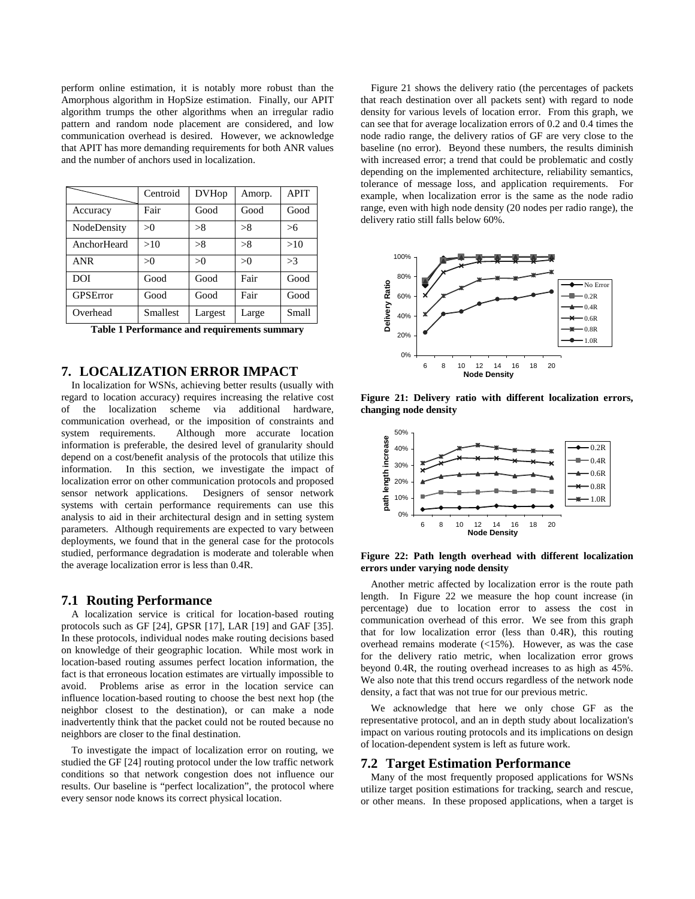perform online estimation, it is notably more robust than the Amorphous algorithm in HopSize estimation. Finally, our APIT algorithm trumps the other algorithms when an irregular radio pattern and random node placement are considered, and low communication overhead is desired. However, we acknowledge that APIT has more demanding requirements for both ANR values and the number of anchors used in localization.

| | Centroid | DVHop | Amorp. | APIT |
|---|---|---|---|---|
| Accuracy | Fair | Good | Good | Good |
| NodeDensity | >0 | >8 | >8 | >6 |
| AnchorHeard | >10 | >8 | >8 | >10 |
| ANR | >0 | >0 | >0 | >3 |
| DOI | Good | Good | Fair | Good |
| GPSError | Good | Good | Fair | Good |
| Overhead | Smallest | Largest | Large | Small |

**Table 1 Performance and requirements summary**

## 7. LOCALIZATION ERROR IMPACT

In localization for WSNs, achieving better results (usually with regard to location accuracy) requires increasing the relative cost of the localization scheme via additional hardware, communication overhead, or the imposition of constraints and system requirements. Although more accurate location information is preferable, the desired level of granularity should depend on a cost/benefit analysis of the protocols that utilize this information. In this section, we investigate the impact of localization error on other communication protocols and proposed sensor network applications. Designers of sensor network systems with certain performance requirements can use this analysis to aid in their architectural design and in setting system parameters. Although requirements are expected to vary between deployments, we found that in the general case for the protocols studied, performance degradation is moderate and tolerable when the average localization error is less than 0.4R.

### 7.1 Routing Performance

A localization service is critical for location-based routing protocols such as GF [24], GPSR [17], LAR [19] and GAF [35]. In these protocols, individual nodes make routing decisions based on knowledge of their geographic location. While most work in location-based routing assumes perfect location information, the fact is that erroneous location estimates are virtually impossible to avoid. Problems arise as error in the location service can influence location-based routing to choose the best next hop (the neighbor closest to the destination), or can make a node inadvertently think that the packet could not be routed because no neighbors are closer to the final destination.

To investigate the impact of localization error on routing, we studied the GF [24] routing protocol under the low traffic network conditions so that network congestion does not influence our results. Our baseline is "perfect localization", the protocol where every sensor node knows its correct physical location.

Figure 21 shows the delivery ratio (the percentages of packets that reach destination over all packets sent) with regard to node density for various levels of location error. From this graph, we can see that for average localization errors of 0.2 and 0.4 times the node radio range, the delivery ratios of GF are very close to the baseline (no error). Beyond these numbers, the results diminish with increased error; a trend that could be problematic and costly depending on the implemented architecture, reliability semantics, tolerance of message loss, and application requirements. For example, when localization error is the same as the node radio range, even with high node density (20 nodes per radio range), the delivery ratio still falls below 60%.

**Figure 21: Delivery ratio with different localization errors, changing node density**

**Figure 22: Path length overhead with different localization errors under varying node density**

Another metric affected by localization error is the route path length. In Figure 22 we measure the hop count increase (in percentage) due to location error to assess the cost in communication overhead of this error. We see from this graph that for low localization error (less than 0.4R), this routing overhead remains moderate (<15%). However, as was the case for the delivery ratio metric, when localization error grows beyond 0.4R, the routing overhead increases to as high as 45%. We also note that this trend occurs regardless of the network node density, a fact that was not true for our previous metric.

We acknowledge that here we only chose GF as the representative protocol, and an in depth study about localization's impact on various routing protocols and its implications on design of location-dependent system is left as future work.

### 7.2 Target Estimation Performance

Many of the most frequently proposed applications for WSNs utilize target position estimations for tracking, search and rescue, or other means. In these proposed applications, when a target is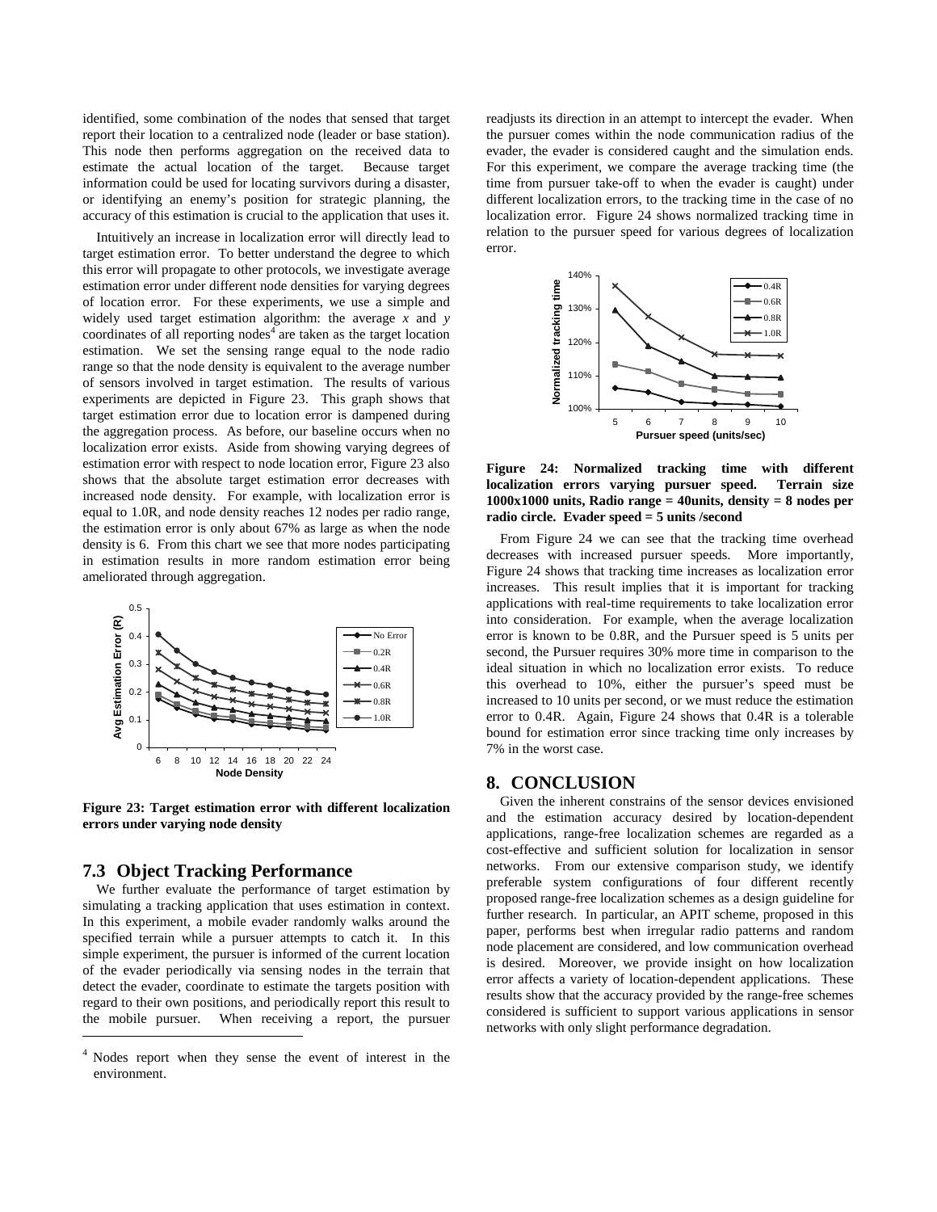identified, some combination of the nodes that sensed that target report their location to a centralized node (leader or base station). This node then performs aggregation on the received data to estimate the actual location of the target. Because target information could be used for locating survivors during a disaster, or identifying an enemy's position for strategic planning, the accuracy of this estimation is crucial to the application that uses it.

Intuitively an increase in localization error will directly lead to target estimation error. To better understand the degree to which this error will propagate to other protocols, we investigate average estimation error under different node densities for varying degrees of location error. For these experiments, we use a simple and widely used target estimation algorithm: the average *x* and *y* coordinates of all reporting nodes[4] are taken as the target location estimation. We set the sensing range equal to the node radio range so that the node density is equivalent to the average number of sensors involved in target estimation. The results of various experiments are depicted in Figure 23. This graph shows that target estimation error due to location error is dampened during the aggregation process. As before, our baseline occurs when no localization error exists. Aside from showing varying degrees of estimation error with respect to node location error, Figure 23 also shows that the absolute target estimation error decreases with increased node density. For example, with localization error is equal to 1.0R, and node density reaches 12 nodes per radio range, the estimation error is only about 67% as large as when the node density is 6. From this chart we see that more nodes participating in estimation results in more random estimation error being ameliorated through aggregation.

**Figure 23: Target estimation error with different localization errors under varying node density**

## 7.3 Object Tracking Performance

We further evaluate the performance of target estimation by simulating a tracking application that uses estimation in context. In this experiment, a mobile evader randomly walks around the specified terrain while a pursuer attempts to catch it. In this simple experiment, the pursuer is informed of the current location of the evader periodically via sensing nodes in the terrain that detect the evader, coordinate to estimate the targets position with regard to their own positions, and periodically report this result to the mobile pursuer. When receiving a report, the pursuer readjusts its direction in an attempt to intercept the evader. When the pursuer comes within the node communication radius of the evader, the evader is considered caught and the simulation ends. For this experiment, we compare the average tracking time (the time from pursuer take-off to when the evader is caught) under different localization errors, to the tracking time in the case of no localization error. Figure 24 shows normalized tracking time in relation to the pursuer speed for various degrees of localization error.

**Figure 24: Normalized tracking time with different localization errors varying pursuer speed. Terrain size 1000x1000 units, Radio range = 40units, density = 8 nodes per radio circle. Evader speed = 5 units /second**

From Figure 24 we can see that the tracking time overhead decreases with increased pursuer speeds. More importantly, Figure 24 shows that tracking time increases as localization error increases. This result implies that it is important for tracking applications with real-time requirements to take localization error into consideration. For example, when the average localization error is known to be 0.8R, and the Pursuer speed is 5 units per second, the Pursuer requires 30% more time in comparison to the ideal situation in which no localization error exists. To reduce this overhead to 10%, either the pursuer's speed must be increased to 10 units per second, or we must reduce the estimation error to 0.4R. Again, Figure 24 shows that 0.4R is a tolerable bound for estimation error since tracking time only increases by 7% in the worst case.

# 8. CONCLUSION

Given the inherent constrains of the sensor devices envisioned and the estimation accuracy desired by location-dependent applications, range-free localization schemes are regarded as a cost-effective and sufficient solution for localization in sensor networks. From our extensive comparison study, we identify preferable system configurations of four different recently proposed range-free localization schemes as a design guideline for further research. In particular, an APIT scheme, proposed in this paper, performs best when irregular radio patterns and random node placement are considered, and low communication overhead is desired. Moreover, we provide insight on how localization error affects a variety of location-dependent applications. These results show that the accuracy provided by the range-free schemes considered is sufficient to support various applications in sensor networks with only slight performance degradation.

[4] Nodes report when they sense the event of interest in the environment.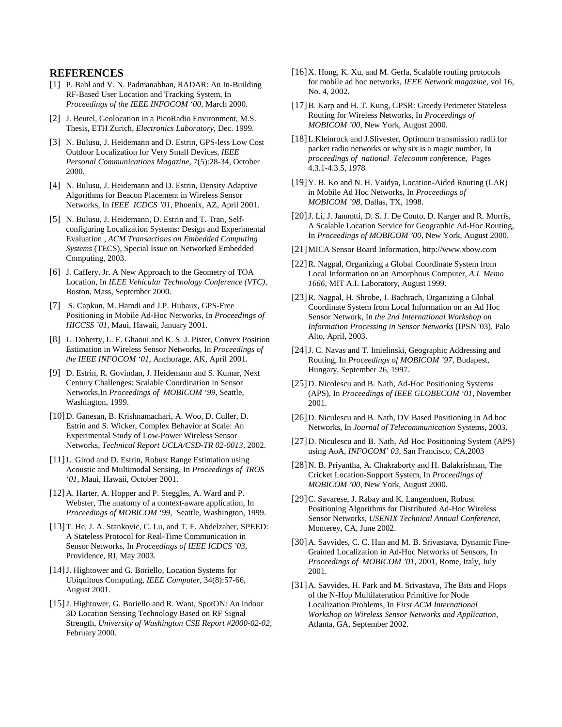## REFERENCES

[1] P. Bahl and V. N. Padmanabhan, RADAR: An In-Building RF-Based User Location and Tracking System, In *Proceedings of the IEEE INFOCOM '00*, March 2000.

[2] J. Beutel, Geolocation in a PicoRadio Environment, M.S. Thesis, ETH Zurich, *Electronics Laboratory*, Dec. 1999.

[3] N. Bulusu, J. Heidemann and D. Estrin, GPS-less Low Cost Outdoor Localization for Very Small Devices, *IEEE Personal Communications Magazine*, 7(5):28-34, October 2000.

[4] N. Bulusu, J. Heidemann and D. Estrin, Density Adaptive Algorithms for Beacon Placement in Wireless Sensor Networks, In *IEEE ICDCS '01*, Phoenix, AZ, April 2001.

[5] N. Bulusu, J. Heidemann, D. Estrin and T. Tran, Self-configuring Localization Systems: Design and Experimental Evaluation , *ACM Transactions on Embedded Computing Systems* (TECS), Special Issue on Networked Embedded Computing, 2003.

[6] J. Caffery, Jr. A New Approach to the Geometry of TOA Location, In *IEEE Vehicular Technology Conference (VTC)*, Boston, Mass, September 2000.

[7] S. Capkun, M. Hamdi and J.P. Hubaux, GPS-Free Positioning in Mobile Ad-Hoc Networks, In *Proceedings of HICCSS '01*, Maui, Hawaii, January 2001.

[8] L. Doherty, L. E. Ghaoui and K. S. J. Pister, Convex Position Estimation in Wireless Sensor Networks, In *Proceedings of the IEEE INFOCOM '01*, Anchorage, AK, April 2001.

[9] D. Estrin, R. Govindan, J. Heidemann and S. Kumar, Next Century Challenges: Scalable Coordination in Sensor Networks,In *Proceedings of MOBICOM '99*, Seattle, Washington, 1999.

[10] D. Ganesan, B. Krishnamachari, A. Woo, D. Culler, D. Estrin and S. Wicker, Complex Behavior at Scale: An Experimental Study of Low-Power Wireless Sensor Networks, *Technical Report UCLA/CSD-TR 02-0013*, 2002.

[11] L. Girod and D. Estrin, Robust Range Estimation using Acoustic and Multimodal Sensing, In *Proceedings of IROS '01*, Maui, Hawaii, October 2001.

[12] A. Harter, A. Hopper and P. Steggles, A. Ward and P. Webster, The anatomy of a context-aware application, In *Proceedings of MOBICOM '99*, Seattle, Washington, 1999.

[13] T. He, J. A. Stankovic, C. Lu, and T. F. Abdelzaher, SPEED: A Stateless Protocol for Real-Time Communication in Sensor Networks, In *Proceedings of IEEE ICDCS '03*, Providence, RI, May 2003.

[14] J. Hightower and G. Boriello, Location Systems for Ubiquitous Computing, *IEEE Computer*, 34(8):57-66, August 2001.

[15] J. Hightower, G. Boriello and R. Want, SpotON: An indoor 3D Location Sensing Technology Based on RF Signal Strength, *University of Washington CSE Report #2000-02-02*, February 2000.

[16] X. Hong, K. Xu, and M. Gerla, Scalable routing protocols for mobile ad hoc networks, *IEEE Network magazine*, vol 16, No. 4, 2002.

[17] B. Karp and H. T. Kung, GPSR: Greedy Perimeter Stateless Routing for Wireless Networks, In *Proceedings of MOBICOM '00*, New York, August 2000.

[18] L.Kleinrock and J.Slivester, Optimum transmission radii for packet radio networks or why six is a magic number, In *proceedings of national Telecomm conf*erence, Pages 4.3.1-4.3.5, 1978

[19] Y. B. Ko and N. H. Vaidya, Location-Aided Routing (LAR) in Mobile Ad Hoc Networks, In *Proceedings of MOBICOM '98*, Dallas, TX, 1998.

[20] J. Li, J. Jannotti, D. S. J. De Couto, D. Karger and R. Morris, A Scalable Location Service for Geographic Ad-Hoc Routing, In *Proceedings of MOBICOM '00*, New York, August 2000.

[21] MICA Sensor Board Information, http://www.xbow.com

[22] R. Nagpal, Organizing a Global Coordinate System from Local Information on an Amorphous Computer, *A.I. Memo 1666*, MIT A.I. Laboratory, August 1999.

[23] R. Nagpal, H. Shrobe, J. Bachrach, Organizing a Global Coordinate System from Local Information on an Ad Hoc Sensor Network, In *the 2nd International Workshop on Information Processing in Sensor Networks* (IPSN '03), Palo Alto, April, 2003.

[24] J. C. Navas and T. Imielinski, Geographic Addressing and Routing, In *Proceedings of MOBICOM '97*, Budapest, Hungary, September 26, 1997.

[25] D. Nicolescu and B. Nath, Ad-Hoc Positioning Systems (APS), In *Proceedings of IEEE GLOBECOM '01*, November 2001.

[26] D. Niculescu and B. Nath, DV Based Positioning in Ad hoc Networks, In *Journal of Telecommunication* Systems, 2003.

[27] D. Niculescu and B. Nath, Ad Hoc Positioning System (APS) using AoA, *INFOCOM' 03*, San Francisco, CA,2003

[28] N. B. Priyantha, A. Chakraborty and H. Balakrishnan, The Cricket Location-Support System, In *Proceedings of MOBICOM '00*, New York, August 2000.

[29] C. Savarese, J. Rabay and K. Langendoen, Robust Positioning Algorithms for Distributed Ad-Hoc Wireless Sensor Networks, *USENIX Technical Annual Conference*, Monterey, CA, June 2002.

[30] A. Savvides, C. C. Han and M. B. Srivastava, Dynamic Fine-Grained Localization in Ad-Hoc Networks of Sensors, In *Proceedings of MOBICOM '01*, 2001, Rome, Italy, July 2001.

[31] A. Savvides, H. Park and M. Srivastava, The Bits and Flops of the N-Hop Multilateration Primitive for Node Localization Problems, In *First ACM International Workshop on Wireless Sensor Networks and Application*, Atlanta, GA, September 2002.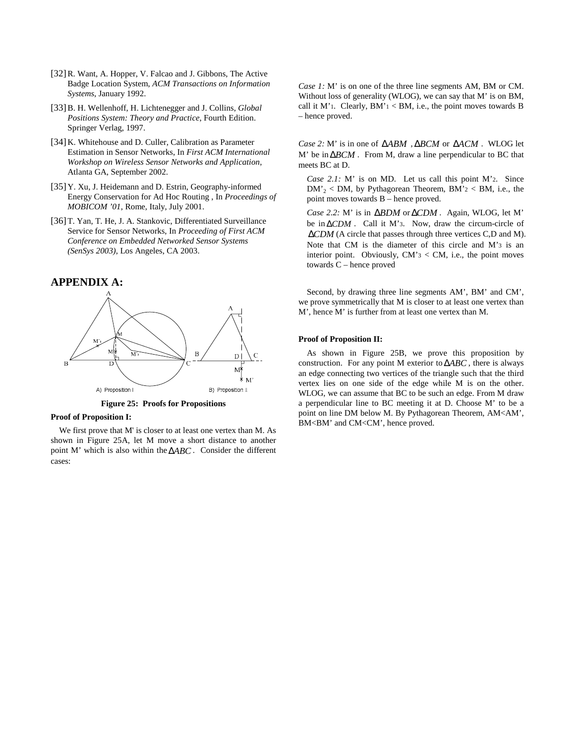[32] R. Want, A. Hopper, V. Falcao and J. Gibbons, The Active Badge Location System, *ACM Transactions on Information Systems*, January 1992.

[33] B. H. Wellenhoff, H. Lichtenegger and J. Collins, *Global Positions System: Theory and Practice*, Fourth Edition. Springer Verlag, 1997.

[34] K. Whitehouse and D. Culler, Calibration as Parameter Estimation in Sensor Networks, In *First ACM International Workshop on Wireless Sensor Networks and Application*, Atlanta GA, September 2002.

[35] Y. Xu, J. Heidemann and D. Estrin, Geography-informed Energy Conservation for Ad Hoc Routing , In *Proceedings of MOBICOM '01*, Rome, Italy, July 2001.

[36] T. Yan, T. He, J. A. Stankovic, Differentiated Surveillance Service for Sensor Networks, In *Proceeding of First ACM Conference on Embedded Networked Sensor Systems (SenSys 2003)*, Los Angeles, CA 2003.

## APPENDIX A:

A) Proposition I

B) Proposition II

**Figure 25: Proofs for Propositions**

**Proof of Proposition I:**

We first prove that M' is closer to at least one vertex than M. As shown in Figure 25A, let M move a short distance to another point M' which is also within the $\Delta ABC$. Consider the different cases:

*Case 1:* M' is on one of the three line segments AM, BM or CM. Without loss of generality (WLOG), we can say that M' is on BM, call it $M'_1$. Clearly, $BM'_1 < BM$, i.e., the point moves towards B – hence proved.

*Case 2:* M' is in one of $\Delta ABM$, $\Delta BCM$ or $\Delta ACM$. WLOG let M' be in $\Delta BCM$. From M, draw a line perpendicular to BC that meets BC at D.

*Case 2.1:* M' is on MD. Let us call this point $M'_2$. Since $DM'_2 < DM$, by Pythagorean Theorem, $BM'_2 < BM$, i.e., the point moves towards B – hence proved.

*Case 2.2:* M' is in $\Delta BDM$ or $\Delta CDM$. Again, WLOG, let M' be in $\Delta CDM$. Call it $M'_3$. Now, draw the circum-circle of $\Delta CDM$ (A circle that passes through three vertices C,D and M). Note that CM is the diameter of this circle and $M'_3$ is an interior point. Obviously, $CM'_3 < CM$, i.e., the point moves towards C – hence proved

Second, by drawing three line segments AM', BM' and CM', we prove symmetrically that M is closer to at least one vertex than M', hence M' is further from at least one vertex than M.

**Proof of Proposition II:**

As shown in Figure 25B, we prove this proposition by construction. For any point M exterior to $\Delta ABC$, there is always an edge connecting two vertices of the triangle such that the third vertex lies on one side of the edge while M is on the other. WLOG, we can assume that BC to be such an edge. From M draw a perpendicular line to BC meeting it at D. Choose M' to be a point on line DM below M. By Pythagorean Theorem, AM<AM', BM<BM' and CM<CM', hence proved.